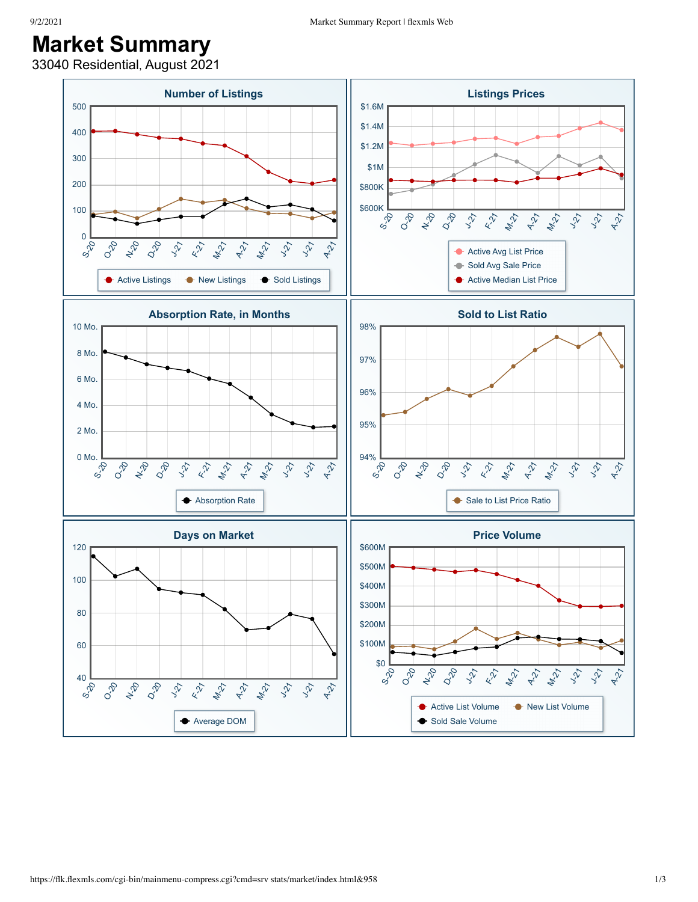# Market Summary

33040 Residential, August 2021

## Number of Listings

500
400
300
200
100
0

S-20 O-20 N-20 D-20 J-21 F-21 M-21 A-21 M-21 J-21 J-21 A-21

Active Listings | New Listings | Sold Listings

## Listings Prices

$1.6M
$1.4M
$1.2M
$1M
$800K
$600K

S-20 O-20 N-20 D-20 J-21 F-21 M-21 A-21 M-21 J-21 J-21 A-21

Active Avg List Price | Sold Avg Sale Price | Active Median List Price

## Absorption Rate, in Months

10 Mo.
8 Mo.
6 Mo.
4 Mo.
2 Mo.
0 Mo.

S-20 O-20 N-20 D-20 J-21 F-21 M-21 A-21 M-21 J-21 J-21 A-21

Absorption Rate

## Sold to List Ratio

98%
97%
96%
95%
94%

S-20 O-20 N-20 D-20 J-21 F-21 M-21 A-21 M-21 J-21 J-21 A-21

Sale to List Price Ratio

## Days on Market

120
100
80
60
40

S-20 O-20 N-20 D-20 J-21 F-21 M-21 A-21 M-21 J-21 J-21 A-21

Average DOM

## Price Volume

$600M
$500M
$400M
$300M
$200M
$100M
$0

S-20 O-20 N-20 D-20 J-21 F-21 M-21 A-21 M-21 J-21 J-21 A-21

Active List Volume | New List Volume | Sold Sale Volume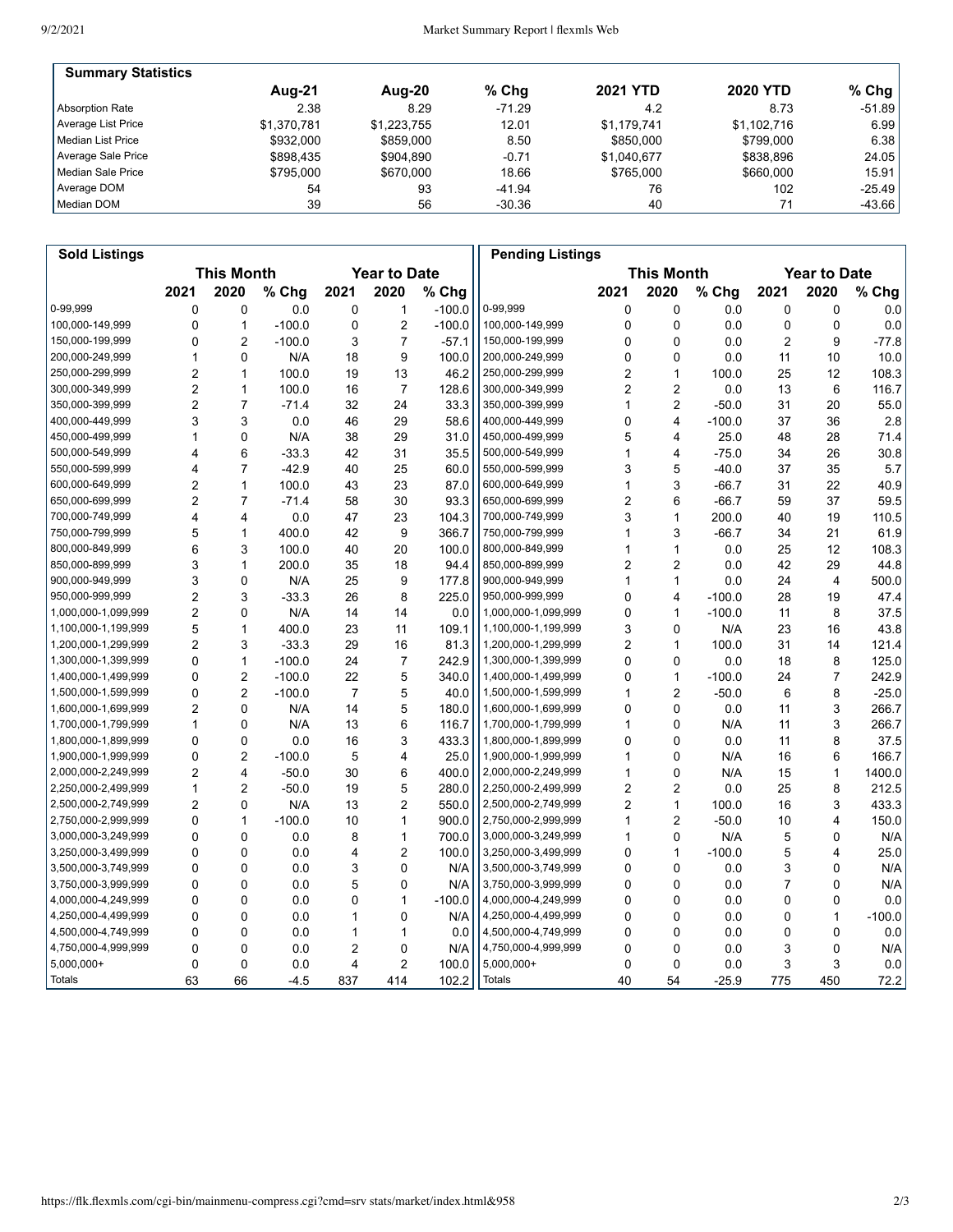## Summary Statistics

| | Aug-21 | Aug-20 | % Chg | 2021 YTD | 2020 YTD | % Chg |
|---|---|---|---|---|---|---|
| Absorption Rate | 2.38 | 8.29 | -71.29 | 4.2 | 8.73 | -51.89 |
| Average List Price | $1,370,781 | $1,223,755 | 12.01 | $1,179,741 | $1,102,716 | 6.99 |
| Median List Price | $932,000 | $859,000 | 8.50 | $850,000 | $799,000 | 6.38 |
| Average Sale Price | $898,435 | $904,890 | -0.71 | $1,040,677 | $838,896 | 24.05 |
| Median Sale Price | $795,000 | $670,000 | 18.66 | $765,000 | $660,000 | 15.91 |
| Average DOM | 54 | 93 | -41.94 | 76 | 102 | -25.49 |
| Median DOM | 39 | 56 | -30.36 | 40 | 71 | -43.66 |

## Sold Listings

| | This Month | | | Year to Date | | |
|---|---|---|---|---|---|---|
| | 2021 | 2020 | % Chg | 2021 | 2020 | % Chg |
| 0-99,999 | 0 | 0 | 0.0 | 0 | 1 | -100.0 |
| 100,000-149,999 | 0 | 1 | -100.0 | 0 | 2 | -100.0 |
| 150,000-199,999 | 0 | 2 | -100.0 | 3 | 7 | -57.1 |
| 200,000-249,999 | 1 | 0 | N/A | 18 | 9 | 100.0 |
| 250,000-299,999 | 2 | 1 | 100.0 | 19 | 13 | 46.2 |
| 300,000-349,999 | 2 | 1 | 100.0 | 16 | 7 | 128.6 |
| 350,000-399,999 | 2 | 7 | -71.4 | 32 | 24 | 33.3 |
| 400,000-449,999 | 3 | 3 | 0.0 | 46 | 29 | 58.6 |
| 450,000-499,999 | 1 | 0 | N/A | 38 | 29 | 31.0 |
| 500,000-549,999 | 4 | 6 | -33.3 | 42 | 31 | 35.5 |
| 550,000-599,999 | 4 | 7 | -42.9 | 40 | 25 | 60.0 |
| 600,000-649,999 | 2 | 1 | 100.0 | 43 | 23 | 87.0 |
| 650,000-699,999 | 2 | 7 | -71.4 | 58 | 30 | 93.3 |
| 700,000-749,999 | 4 | 4 | 0.0 | 47 | 23 | 104.3 |
| 750,000-799,999 | 5 | 1 | 400.0 | 42 | 9 | 366.7 |
| 800,000-849,999 | 6 | 3 | 100.0 | 40 | 20 | 100.0 |
| 850,000-899,999 | 3 | 1 | 200.0 | 35 | 18 | 94.4 |
| 900,000-949,999 | 3 | 0 | N/A | 25 | 9 | 177.8 |
| 950,000-999,999 | 2 | 3 | -33.3 | 26 | 8 | 225.0 |
| 1,000,000-1,099,999 | 2 | 0 | N/A | 14 | 14 | 0.0 |
| 1,100,000-1,199,999 | 5 | 1 | 400.0 | 23 | 11 | 109.1 |
| 1,200,000-1,299,999 | 2 | 3 | -33.3 | 29 | 16 | 81.3 |
| 1,300,000-1,399,999 | 0 | 1 | -100.0 | 24 | 7 | 242.9 |
| 1,400,000-1,499,999 | 0 | 2 | -100.0 | 22 | 5 | 340.0 |
| 1,500,000-1,599,999 | 0 | 2 | -100.0 | 7 | 5 | 40.0 |
| 1,600,000-1,699,999 | 2 | 0 | N/A | 14 | 5 | 180.0 |
| 1,700,000-1,799,999 | 1 | 0 | N/A | 13 | 6 | 116.7 |
| 1,800,000-1,899,999 | 0 | 0 | 0.0 | 16 | 3 | 433.3 |
| 1,900,000-1,999,999 | 0 | 2 | -100.0 | 5 | 4 | 25.0 |
| 2,000,000-2,249,999 | 2 | 4 | -50.0 | 30 | 6 | 400.0 |
| 2,250,000-2,499,999 | 1 | 2 | -50.0 | 19 | 5 | 280.0 |
| 2,500,000-2,749,999 | 2 | 0 | N/A | 13 | 2 | 550.0 |
| 2,750,000-2,999,999 | 0 | 1 | -100.0 | 10 | 1 | 900.0 |
| 3,000,000-3,249,999 | 0 | 0 | 0.0 | 8 | 1 | 700.0 |
| 3,250,000-3,499,999 | 0 | 0 | 0.0 | 4 | 2 | 100.0 |
| 3,500,000-3,749,999 | 0 | 0 | 0.0 | 3 | 0 | N/A |
| 3,750,000-3,999,999 | 0 | 0 | 0.0 | 5 | 0 | N/A |
| 4,000,000-4,249,999 | 0 | 0 | 0.0 | 0 | 1 | -100.0 |
| 4,250,000-4,499,999 | 0 | 0 | 0.0 | 1 | 0 | N/A |
| 4,500,000-4,749,999 | 0 | 0 | 0.0 | 1 | 1 | 0.0 |
| 4,750,000-4,999,999 | 0 | 0 | 0.0 | 2 | 0 | N/A |
| 5,000,000+ | 0 | 0 | 0.0 | 4 | 2 | 100.0 |
| Totals | 63 | 66 | -4.5 | 837 | 414 | 102.2 |

## Pending Listings

| | This Month | | | Year to Date | | |
|---|---|---|---|---|---|---|
| | 2021 | 2020 | % Chg | 2021 | 2020 | % Chg |
| 0-99,999 | 0 | 0 | 0.0 | 0 | 0 | 0.0 |
| 100,000-149,999 | 0 | 0 | 0.0 | 0 | 0 | 0.0 |
| 150,000-199,999 | 0 | 0 | 0.0 | 2 | 9 | -77.8 |
| 200,000-249,999 | 0 | 0 | 0.0 | 11 | 10 | 10.0 |
| 250,000-299,999 | 2 | 1 | 100.0 | 25 | 12 | 108.3 |
| 300,000-349,999 | 2 | 2 | 0.0 | 13 | 6 | 116.7 |
| 350,000-399,999 | 1 | 2 | -50.0 | 31 | 20 | 55.0 |
| 400,000-449,999 | 0 | 4 | -100.0 | 37 | 36 | 2.8 |
| 450,000-499,999 | 5 | 4 | 25.0 | 48 | 28 | 71.4 |
| 500,000-549,999 | 1 | 4 | -75.0 | 34 | 26 | 30.8 |
| 550,000-599,999 | 3 | 5 | -40.0 | 37 | 35 | 5.7 |
| 600,000-649,999 | 1 | 3 | -66.7 | 31 | 22 | 40.9 |
| 650,000-699,999 | 2 | 6 | -66.7 | 59 | 37 | 59.5 |
| 700,000-749,999 | 3 | 1 | 200.0 | 40 | 19 | 110.5 |
| 750,000-799,999 | 1 | 3 | -66.7 | 34 | 21 | 61.9 |
| 800,000-849,999 | 1 | 1 | 0.0 | 25 | 12 | 108.3 |
| 850,000-899,999 | 2 | 2 | 0.0 | 42 | 29 | 44.8 |
| 900,000-949,999 | 1 | 1 | 0.0 | 24 | 4 | 500.0 |
| 950,000-999,999 | 0 | 4 | -100.0 | 28 | 19 | 47.4 |
| 1,000,000-1,099,999 | 0 | 1 | -100.0 | 11 | 8 | 37.5 |
| 1,100,000-1,199,999 | 3 | 0 | N/A | 23 | 16 | 43.8 |
| 1,200,000-1,299,999 | 2 | 1 | 100.0 | 31 | 14 | 121.4 |
| 1,300,000-1,399,999 | 0 | 0 | 0.0 | 18 | 8 | 125.0 |
| 1,400,000-1,499,999 | 0 | 1 | -100.0 | 24 | 7 | 242.9 |
| 1,500,000-1,599,999 | 1 | 2 | -50.0 | 6 | 8 | -25.0 |
| 1,600,000-1,699,999 | 0 | 0 | 0.0 | 11 | 3 | 266.7 |
| 1,700,000-1,799,999 | 1 | 0 | N/A | 11 | 3 | 266.7 |
| 1,800,000-1,899,999 | 0 | 0 | 0.0 | 11 | 8 | 37.5 |
| 1,900,000-1,999,999 | 1 | 0 | N/A | 16 | 6 | 166.7 |
| 2,000,000-2,249,999 | 1 | 0 | N/A | 15 | 1 | 1400.0 |
| 2,250,000-2,499,999 | 2 | 2 | 0.0 | 25 | 8 | 212.5 |
| 2,500,000-2,749,999 | 2 | 1 | 100.0 | 16 | 3 | 433.3 |
| 2,750,000-2,999,999 | 1 | 2 | -50.0 | 10 | 4 | 150.0 |
| 3,000,000-3,249,999 | 1 | 0 | N/A | 5 | 0 | N/A |
| 3,250,000-3,499,999 | 0 | 1 | -100.0 | 5 | 4 | 25.0 |
| 3,500,000-3,749,999 | 0 | 0 | 0.0 | 3 | 0 | N/A |
| 3,750,000-3,999,999 | 0 | 0 | 0.0 | 7 | 0 | N/A |
| 4,000,000-4,249,999 | 0 | 0 | 0.0 | 0 | 0 | 0.0 |
| 4,250,000-4,499,999 | 0 | 0 | 0.0 | 0 | 1 | -100.0 |
| 4,500,000-4,749,999 | 0 | 0 | 0.0 | 0 | 0 | 0.0 |
| 4,750,000-4,999,999 | 0 | 0 | 0.0 | 3 | 0 | N/A |
| 5,000,000+ | 0 | 0 | 0.0 | 3 | 3 | 0.0 |
| Totals | 40 | 54 | -25.9 | 775 | 450 | 72.2 |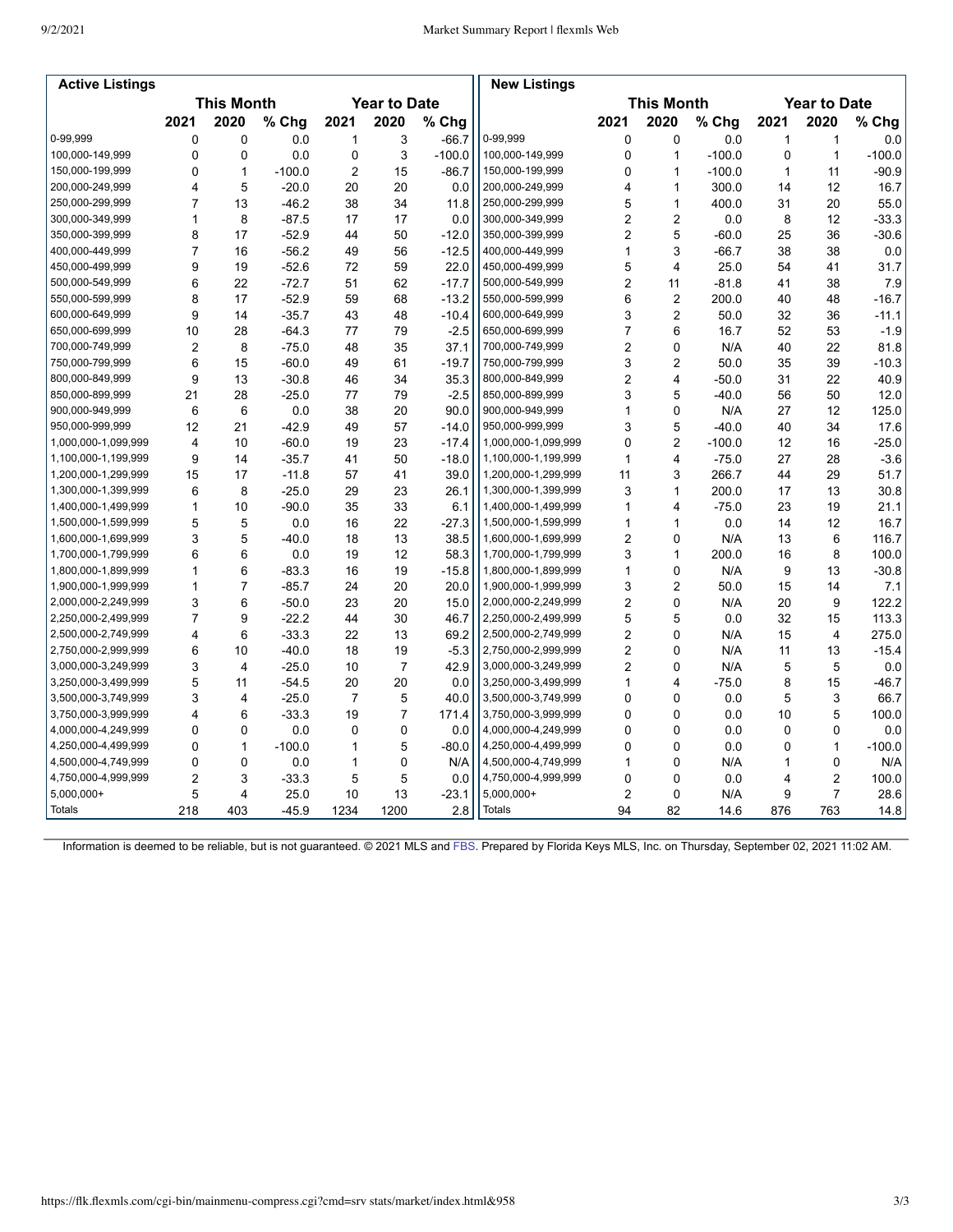| Active Listings | This Month | | | Year to Date | | |
|---|---|---|---|---|---|---|
| | 2021 | 2020 | % Chg | 2021 | 2020 | % Chg |
| 0-99,999 | 0 | 0 | 0.0 | 1 | 3 | -66.7 |
| 100,000-149,999 | 0 | 0 | 0.0 | 0 | 3 | -100.0 |
| 150,000-199,999 | 0 | 1 | -100.0 | 2 | 15 | -86.7 |
| 200,000-249,999 | 4 | 5 | -20.0 | 20 | 20 | 0.0 |
| 250,000-299,999 | 7 | 13 | -46.2 | 38 | 34 | 11.8 |
| 300,000-349,999 | 1 | 8 | -87.5 | 17 | 17 | 0.0 |
| 350,000-399,999 | 8 | 17 | -52.9 | 44 | 50 | -12.0 |
| 400,000-449,999 | 7 | 16 | -56.2 | 49 | 56 | -12.5 |
| 450,000-499,999 | 9 | 19 | -52.6 | 72 | 59 | 22.0 |
| 500,000-549,999 | 6 | 22 | -72.7 | 51 | 62 | -17.7 |
| 550,000-599,999 | 8 | 17 | -52.9 | 59 | 68 | -13.2 |
| 600,000-649,999 | 9 | 14 | -35.7 | 43 | 48 | -10.4 |
| 650,000-699,999 | 10 | 28 | -64.3 | 77 | 79 | -2.5 |
| 700,000-749,999 | 2 | 8 | -75.0 | 48 | 35 | 37.1 |
| 750,000-799,999 | 6 | 15 | -60.0 | 49 | 61 | -19.7 |
| 800,000-849,999 | 9 | 13 | -30.8 | 46 | 34 | 35.3 |
| 850,000-899,999 | 21 | 28 | -25.0 | 77 | 79 | -2.5 |
| 900,000-949,999 | 6 | 6 | 0.0 | 38 | 20 | 90.0 |
| 950,000-999,999 | 12 | 21 | -42.9 | 49 | 57 | -14.0 |
| 1,000,000-1,099,999 | 4 | 10 | -60.0 | 19 | 23 | -17.4 |
| 1,100,000-1,199,999 | 9 | 14 | -35.7 | 41 | 50 | -18.0 |
| 1,200,000-1,299,999 | 15 | 17 | -11.8 | 57 | 41 | 39.0 |
| 1,300,000-1,399,999 | 6 | 8 | -25.0 | 29 | 23 | 26.1 |
| 1,400,000-1,499,999 | 1 | 10 | -90.0 | 35 | 33 | 6.1 |
| 1,500,000-1,599,999 | 5 | 5 | 0.0 | 16 | 22 | -27.3 |
| 1,600,000-1,699,999 | 3 | 5 | -40.0 | 18 | 13 | 38.5 |
| 1,700,000-1,799,999 | 6 | 6 | 0.0 | 19 | 12 | 58.3 |
| 1,800,000-1,899,999 | 1 | 6 | -83.3 | 16 | 19 | -15.8 |
| 1,900,000-1,999,999 | 1 | 7 | -85.7 | 24 | 20 | 20.0 |
| 2,000,000-2,249,999 | 3 | 6 | -50.0 | 23 | 20 | 15.0 |
| 2,250,000-2,499,999 | 7 | 9 | -22.2 | 44 | 30 | 46.7 |
| 2,500,000-2,749,999 | 4 | 6 | -33.3 | 22 | 13 | 69.2 |
| 2,750,000-2,999,999 | 6 | 10 | -40.0 | 18 | 19 | -5.3 |
| 3,000,000-3,249,999 | 3 | 4 | -25.0 | 10 | 7 | 42.9 |
| 3,250,000-3,499,999 | 5 | 11 | -54.5 | 20 | 20 | 0.0 |
| 3,500,000-3,749,999 | 3 | 4 | -25.0 | 7 | 5 | 40.0 |
| 3,750,000-3,999,999 | 4 | 6 | -33.3 | 19 | 7 | 171.4 |
| 4,000,000-4,249,999 | 0 | 0 | 0.0 | 0 | 0 | 0.0 |
| 4,250,000-4,499,999 | 0 | 1 | -100.0 | 1 | 5 | -80.0 |
| 4,500,000-4,749,999 | 0 | 0 | 0.0 | 1 | 0 | N/A |
| 4,750,000-4,999,999 | 2 | 3 | -33.3 | 5 | 5 | 0.0 |
| 5,000,000+ | 5 | 4 | 25.0 | 10 | 13 | -23.1 |
| Totals | 218 | 403 | -45.9 | 1234 | 1200 | 2.8 |

| New Listings | This Month | | | Year to Date | | |
|---|---|---|---|---|---|---|
| | 2021 | 2020 | % Chg | 2021 | 2020 | % Chg |
| 0-99,999 | 0 | 0 | 0.0 | 1 | 1 | 0.0 |
| 100,000-149,999 | 0 | 1 | -100.0 | 0 | 1 | -100.0 |
| 150,000-199,999 | 0 | 1 | -100.0 | 1 | 11 | -90.9 |
| 200,000-249,999 | 4 | 1 | 300.0 | 14 | 12 | 16.7 |
| 250,000-299,999 | 5 | 1 | 400.0 | 31 | 20 | 55.0 |
| 300,000-349,999 | 2 | 2 | 0.0 | 8 | 12 | -33.3 |
| 350,000-399,999 | 2 | 5 | -60.0 | 25 | 36 | -30.6 |
| 400,000-449,999 | 1 | 3 | -66.7 | 38 | 38 | 0.0 |
| 450,000-499,999 | 5 | 4 | 25.0 | 54 | 41 | 31.7 |
| 500,000-549,999 | 2 | 11 | -81.8 | 41 | 38 | 7.9 |
| 550,000-599,999 | 6 | 2 | 200.0 | 40 | 48 | -16.7 |
| 600,000-649,999 | 3 | 2 | 50.0 | 32 | 36 | -11.1 |
| 650,000-699,999 | 7 | 6 | 16.7 | 52 | 53 | -1.9 |
| 700,000-749,999 | 2 | 0 | N/A | 40 | 22 | 81.8 |
| 750,000-799,999 | 3 | 2 | 50.0 | 35 | 39 | -10.3 |
| 800,000-849,999 | 2 | 4 | -50.0 | 31 | 22 | 40.9 |
| 850,000-899,999 | 3 | 5 | -40.0 | 56 | 50 | 12.0 |
| 900,000-949,999 | 1 | 0 | N/A | 27 | 12 | 125.0 |
| 950,000-999,999 | 3 | 5 | -40.0 | 40 | 34 | 17.6 |
| 1,000,000-1,099,999 | 0 | 2 | -100.0 | 12 | 16 | -25.0 |
| 1,100,000-1,199,999 | 1 | 4 | -75.0 | 27 | 28 | -3.6 |
| 1,200,000-1,299,999 | 11 | 3 | 266.7 | 44 | 29 | 51.7 |
| 1,300,000-1,399,999 | 3 | 1 | 200.0 | 17 | 13 | 30.8 |
| 1,400,000-1,499,999 | 1 | 4 | -75.0 | 23 | 19 | 21.1 |
| 1,500,000-1,599,999 | 1 | 1 | 0.0 | 14 | 12 | 16.7 |
| 1,600,000-1,699,999 | 2 | 0 | N/A | 13 | 6 | 116.7 |
| 1,700,000-1,799,999 | 3 | 1 | 200.0 | 16 | 8 | 100.0 |
| 1,800,000-1,899,999 | 1 | 0 | N/A | 9 | 13 | -30.8 |
| 1,900,000-1,999,999 | 3 | 2 | 50.0 | 15 | 14 | 7.1 |
| 2,000,000-2,249,999 | 2 | 0 | N/A | 20 | 9 | 122.2 |
| 2,250,000-2,499,999 | 5 | 5 | 0.0 | 32 | 15 | 113.3 |
| 2,500,000-2,749,999 | 2 | 0 | N/A | 15 | 4 | 275.0 |
| 2,750,000-2,999,999 | 2 | 0 | N/A | 11 | 13 | -15.4 |
| 3,000,000-3,249,999 | 2 | 0 | N/A | 5 | 5 | 0.0 |
| 3,250,000-3,499,999 | 1 | 4 | -75.0 | 8 | 15 | -46.7 |
| 3,500,000-3,749,999 | 0 | 0 | 0.0 | 5 | 3 | 66.7 |
| 3,750,000-3,999,999 | 0 | 0 | 0.0 | 10 | 5 | 100.0 |
| 4,000,000-4,249,999 | 0 | 0 | 0.0 | 0 | 0 | 0.0 |
| 4,250,000-4,499,999 | 0 | 0 | 0.0 | 0 | 1 | -100.0 |
| 4,500,000-4,749,999 | 1 | 0 | N/A | 1 | 0 | N/A |
| 4,750,000-4,999,999 | 0 | 0 | 0.0 | 4 | 2 | 100.0 |
| 5,000,000+ | 2 | 0 | N/A | 9 | 7 | 28.6 |
| Totals | 94 | 82 | 14.6 | 876 | 763 | 14.8 |

Information is deemed to be reliable, but is not guaranteed. © 2021 MLS and FBS. Prepared by Florida Keys MLS, Inc. on Thursday, September 02, 2021 11:02 AM.